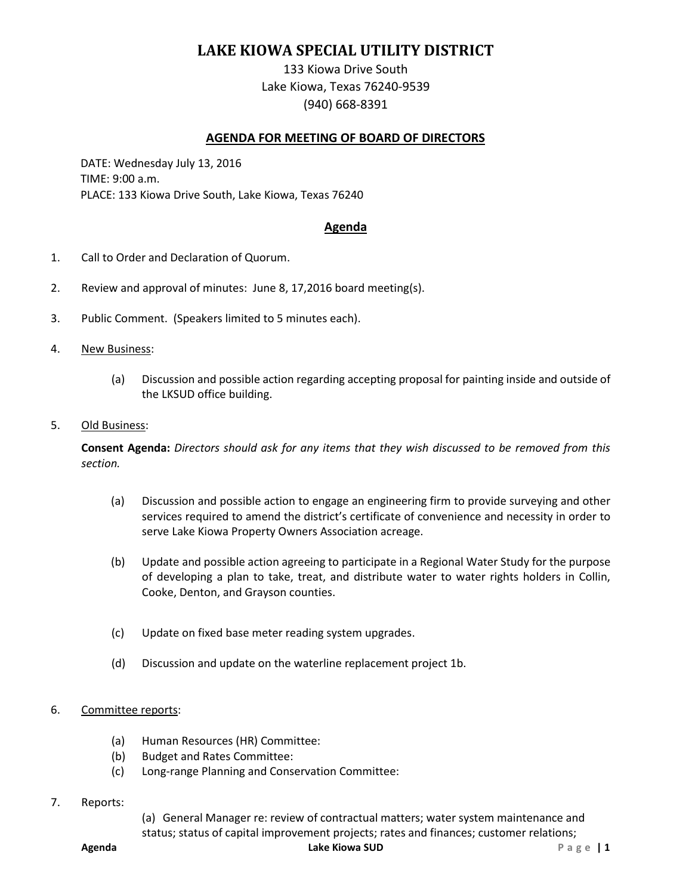# LAKE KIOWA SPECIAL UTILITY DISTRICT

133 Kiowa Drive South
Lake Kiowa, Texas 76240-9539
(940) 668-8391

## AGENDA FOR MEETING OF BOARD OF DIRECTORS

DATE: Wednesday July 13, 2016
TIME: 9:00 a.m.
PLACE: 133 Kiowa Drive South, Lake Kiowa, Texas 76240

## Agenda

1. Call to Order and Declaration of Quorum.

2. Review and approval of minutes: June 8, 17,2016 board meeting(s).

3. Public Comment. (Speakers limited to 5 minutes each).

4. New Business:

   (a) Discussion and possible action regarding accepting proposal for painting inside and outside of the LKSUD office building.

5. Old Business:

   **Consent Agenda:** *Directors should ask for any items that they wish discussed to be removed from this section.*

   (a) Discussion and possible action to engage an engineering firm to provide surveying and other services required to amend the district's certificate of convenience and necessity in order to serve Lake Kiowa Property Owners Association acreage.

   (b) Update and possible action agreeing to participate in a Regional Water Study for the purpose of developing a plan to take, treat, and distribute water to water rights holders in Collin, Cooke, Denton, and Grayson counties.

   (c) Update on fixed base meter reading system upgrades.

   (d) Discussion and update on the waterline replacement project 1b.

6. Committee reports:

   (a) Human Resources (HR) Committee:
   (b) Budget and Rates Committee:
   (c) Long-range Planning and Conservation Committee:

7. Reports:

   (a) General Manager re: review of contractual matters; water system maintenance and status; status of capital improvement projects; rates and finances; customer relations;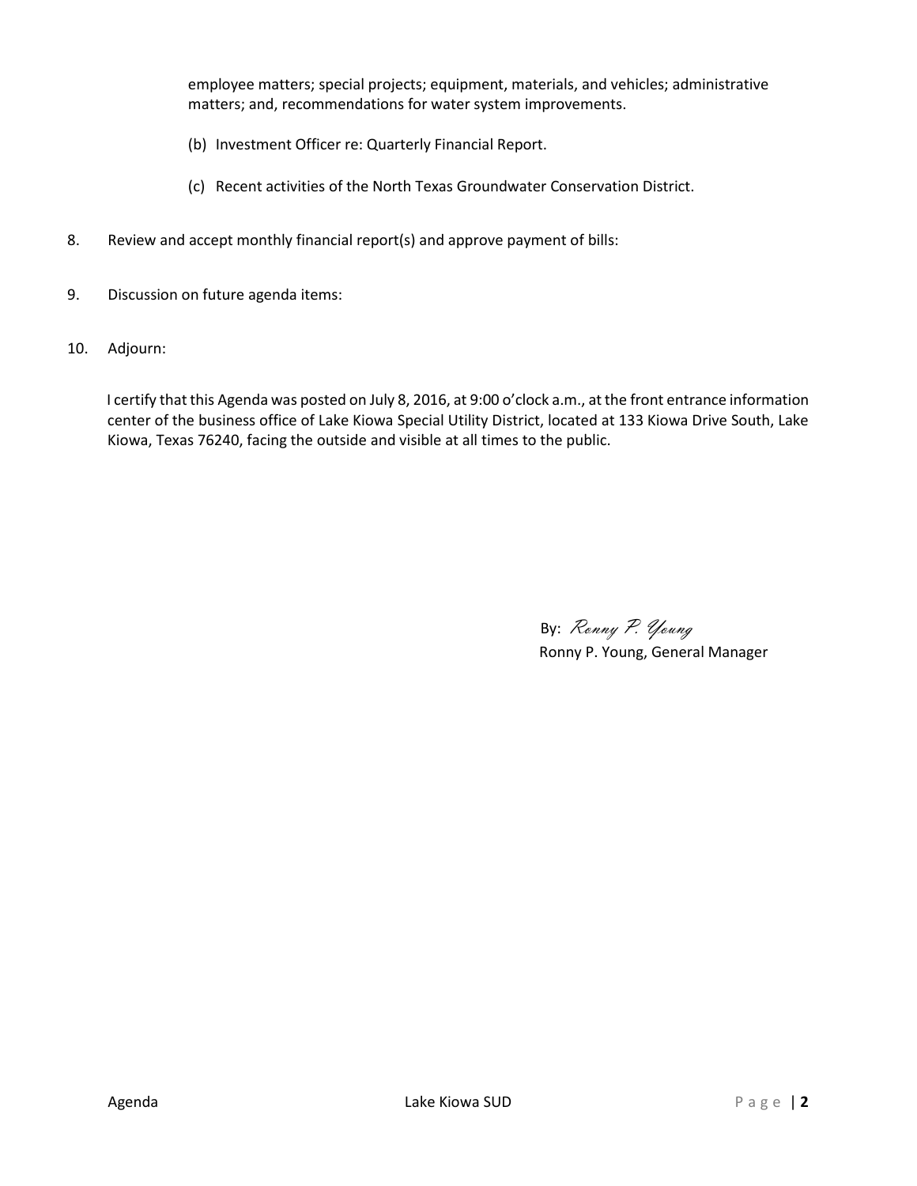employee matters; special projects; equipment, materials, and vehicles; administrative matters; and, recommendations for water system improvements.

(b) Investment Officer re: Quarterly Financial Report.

(c) Recent activities of the North Texas Groundwater Conservation District.

8. Review and accept monthly financial report(s) and approve payment of bills:

9. Discussion on future agenda items:

10. Adjourn:

I certify that this Agenda was posted on July 8, 2016, at 9:00 o'clock a.m., at the front entrance information center of the business office of Lake Kiowa Special Utility District, located at 133 Kiowa Drive South, Lake Kiowa, Texas 76240, facing the outside and visible at all times to the public.

By: *Ronny P. Young*
Ronny P. Young, General Manager